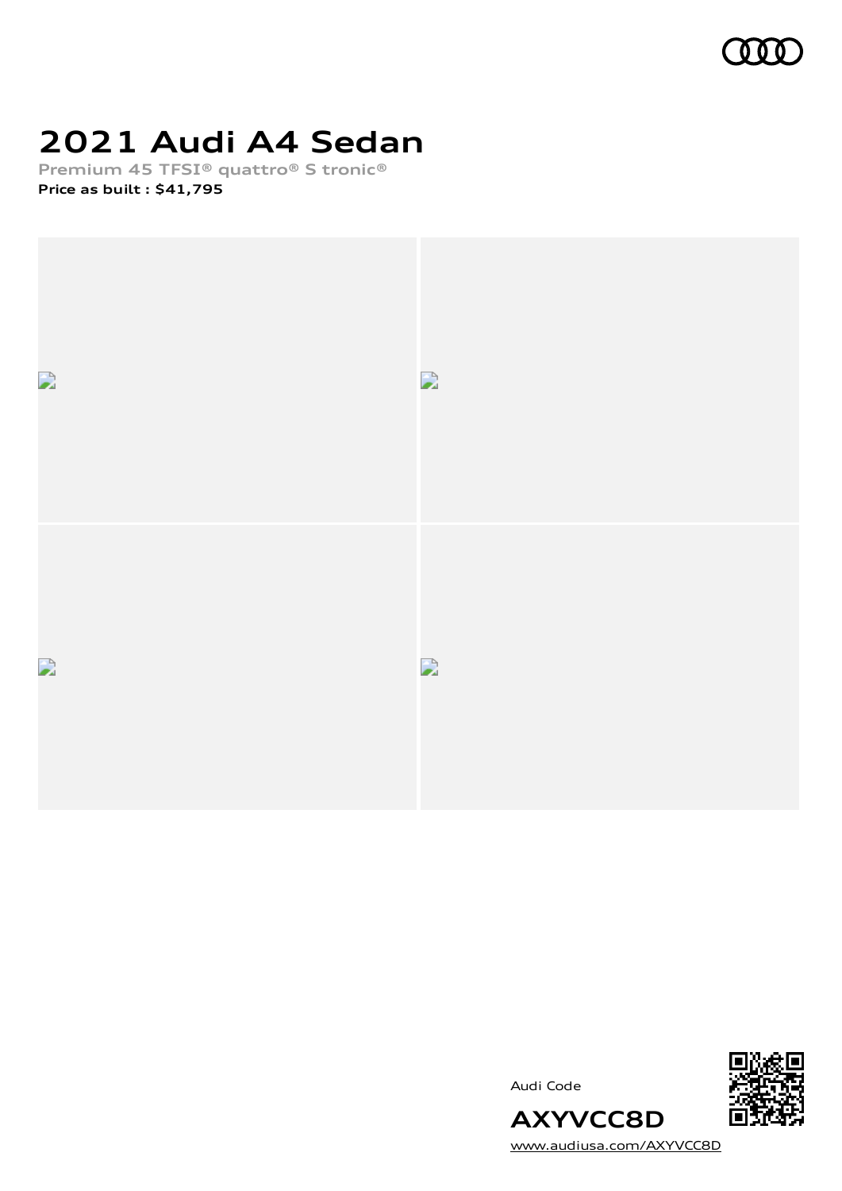# 2021 Audi A4 Sedan

Premium 45 TFSI® quattro® S tronic®

**Price as built : $41,795**

Audi Code

**AXYVCC8D**

www.audiusa.com/AXYVCC8D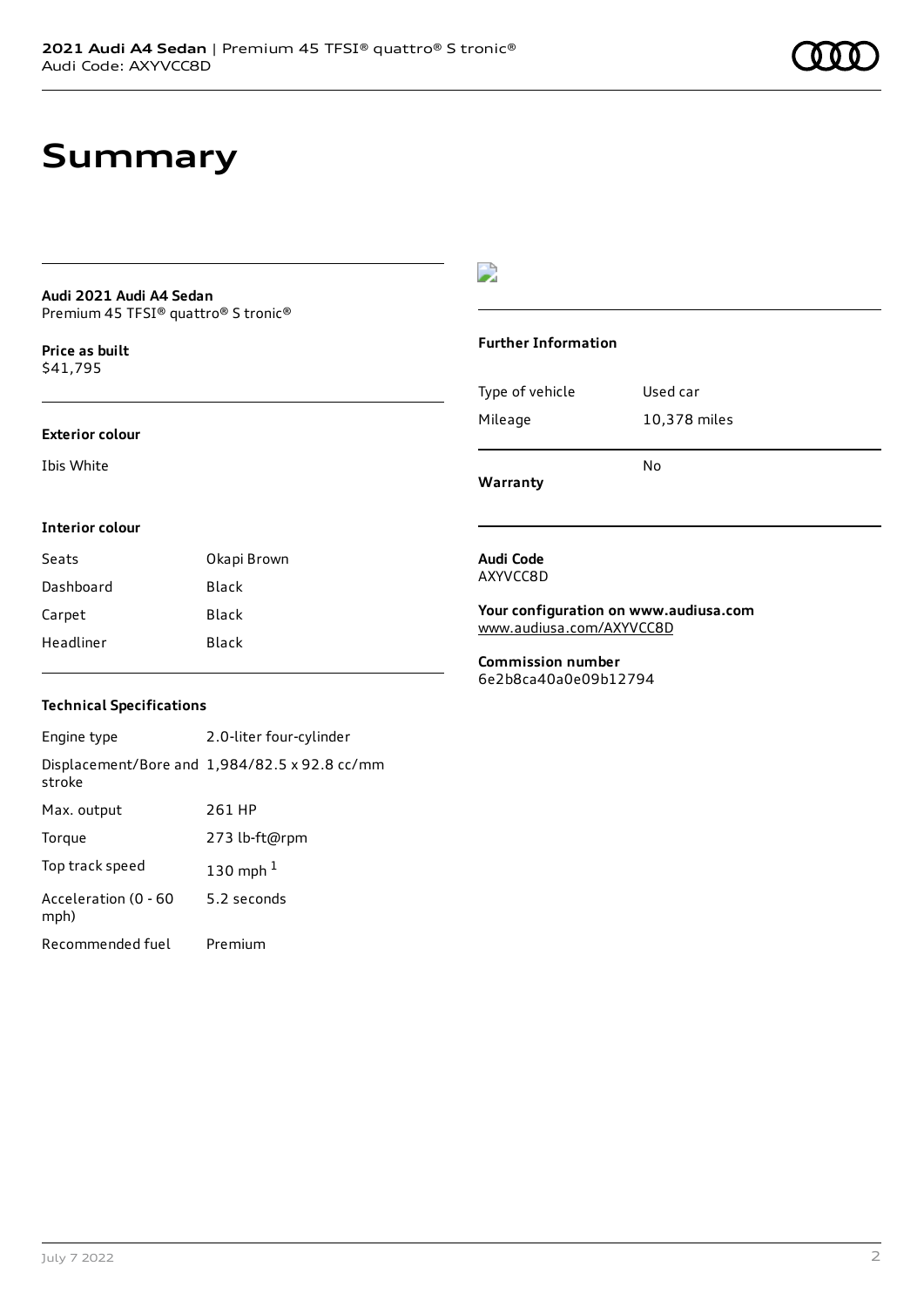# Summary

**Audi 2021 Audi A4 Sedan**
Premium 45 TFSI® quattro® S tronic®

**Price as built**
$41,795

### Exterior colour

Ibis White

### Interior colour

| Seats | Okapi Brown |
| --- | --- |
| Dashboard | Black |
| Carpet | Black |
| Headliner | Black |

### Technical Specifications

| Engine type | 2.0-liter four-cylinder |
| --- | --- |
| Displacement/Bore and stroke | 1,984/82.5 x 92.8 cc/mm |
| Max. output | 261 HP |
| Torque | 273 lb-ft@rpm |
| Top track speed | 130 mph [1] |
| Acceleration (0 - 60 mph) | 5.2 seconds |
| Recommended fuel | Premium |

### Further Information

| Type of vehicle | Used car |
| --- | --- |
| Mileage | 10,378 miles |
| **Warranty** | No |

**Audi Code**
AXYVCC8D

**Your configuration on www.audiusa.com**
www.audiusa.com/AXYVCC8D

**Commission number**
6e2b8ca40a0e09b12794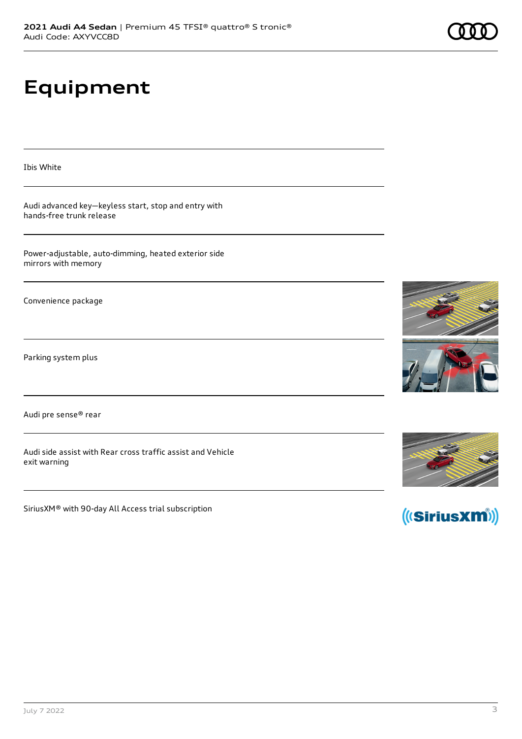# Equipment

Ibis White

Audi advanced key—keyless start, stop and entry with hands-free trunk release

Power-adjustable, auto-dimming, heated exterior side mirrors with memory

Convenience package

Parking system plus

Audi pre sense® rear

Audi side assist with Rear cross traffic assist and Vehicle exit warning

SiriusXM® with 90-day All Access trial subscription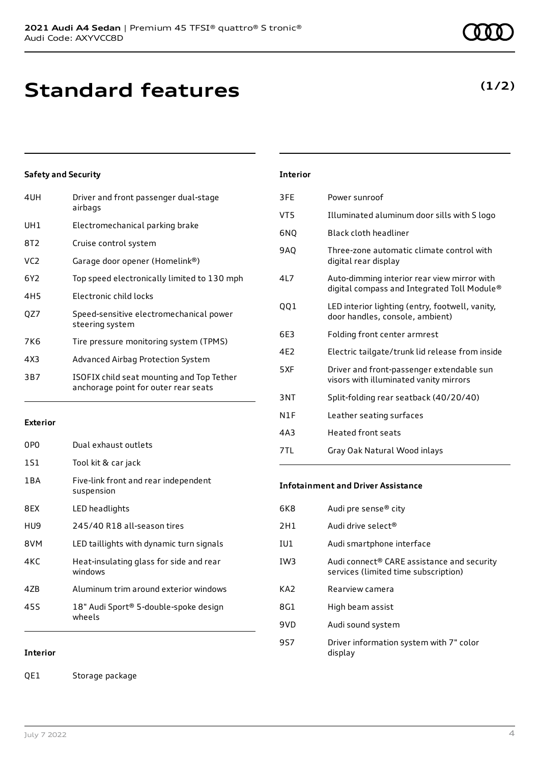# Standard features

**(1/2)**

### Safety and Security

| | |
|---|---|
| 4UH | Driver and front passenger dual-stage airbags |
| UH1 | Electromechanical parking brake |
| 8T2 | Cruise control system |
| VC2 | Garage door opener (Homelink®) |
| 6Y2 | Top speed electronically limited to 130 mph |
| 4H5 | Electronic child locks |
| QZ7 | Speed-sensitive electromechanical power steering system |
| 7K6 | Tire pressure monitoring system (TPMS) |
| 4X3 | Advanced Airbag Protection System |
| 3B7 | ISOFIX child seat mounting and Top Tether anchorage point for outer rear seats |

### Exterior

| | |
|---|---|
| 0P0 | Dual exhaust outlets |
| 1S1 | Tool kit & car jack |
| 1BA | Five-link front and rear independent suspension |
| 8EX | LED headlights |
| HU9 | 245/40 R18 all-season tires |
| 8VM | LED taillights with dynamic turn signals |
| 4KC | Heat-insulating glass for side and rear windows |
| 4ZB | Aluminum trim around exterior windows |
| 45S | 18" Audi Sport® 5-double-spoke design wheels |

### Interior

| | |
|---|---|
| QE1 | Storage package |
| 3FE | Power sunroof |
| VT5 | Illuminated aluminum door sills with S logo |
| 6NQ | Black cloth headliner |
| 9AQ | Three-zone automatic climate control with digital rear display |
| 4L7 | Auto-dimming interior rear view mirror with digital compass and Integrated Toll Module® |
| QQ1 | LED interior lighting (entry, footwell, vanity, door handles, console, ambient) |
| 6E3 | Folding front center armrest |
| 4E2 | Electric tailgate/trunk lid release from inside |
| 5XF | Driver and front-passenger extendable sun visors with illuminated vanity mirrors |
| 3NT | Split-folding rear seatback (40/20/40) |
| N1F | Leather seating surfaces |
| 4A3 | Heated front seats |
| 7TL | Gray Oak Natural Wood inlays |

### Infotainment and Driver Assistance

| | |
|---|---|
| 6K8 | Audi pre sense® city |
| 2H1 | Audi drive select® |
| IU1 | Audi smartphone interface |
| IW3 | Audi connect® CARE assistance and security services (limited time subscription) |
| KA2 | Rearview camera |
| 8G1 | High beam assist |
| 9VD | Audi sound system |
| 9S7 | Driver information system with 7" color display |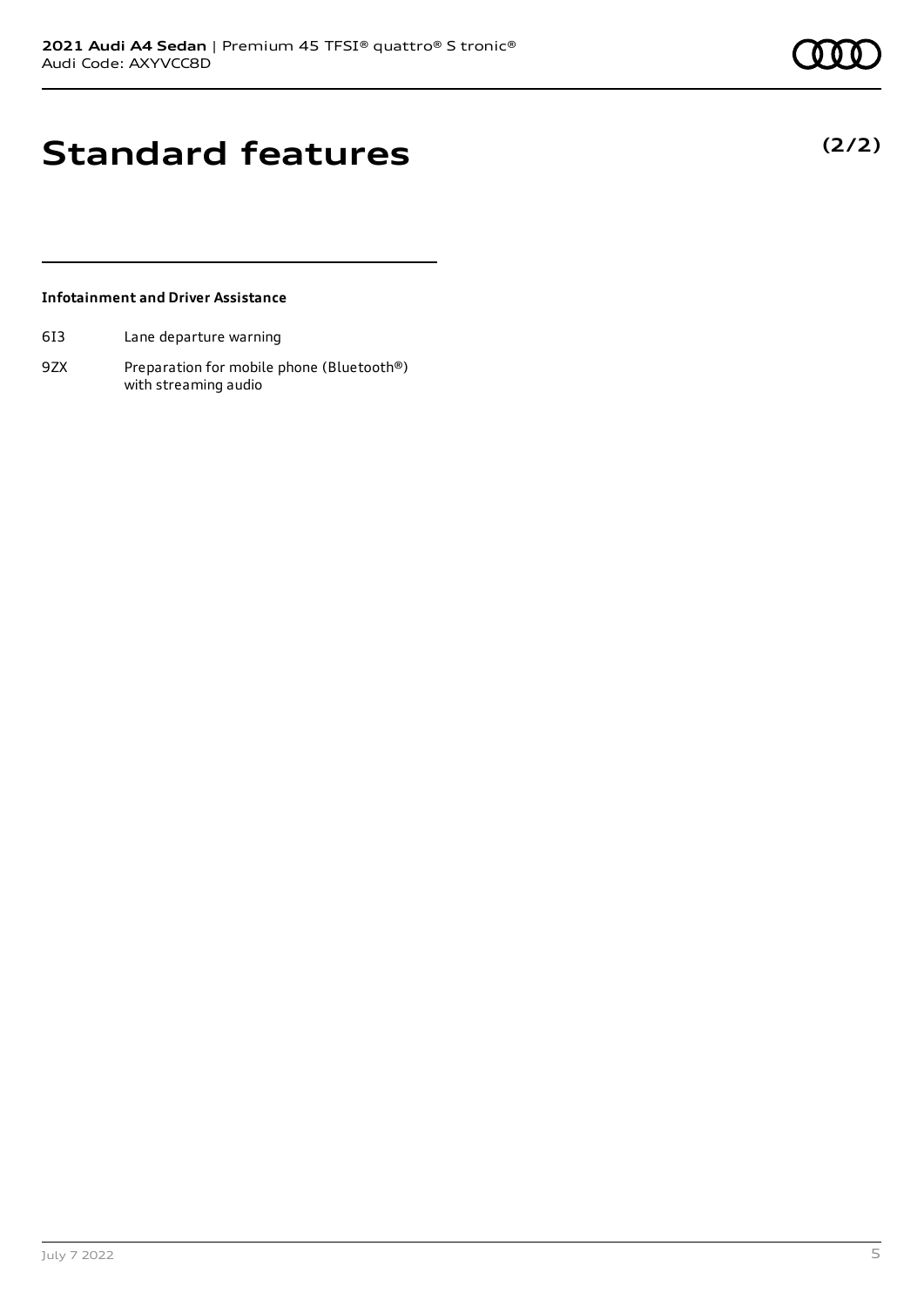# Standard features

**(2/2)**

**Infotainment and Driver Assistance**

| | |
|---|---|
| 6I3 | Lane departure warning |
| 9ZX | Preparation for mobile phone (Bluetooth®) with streaming audio |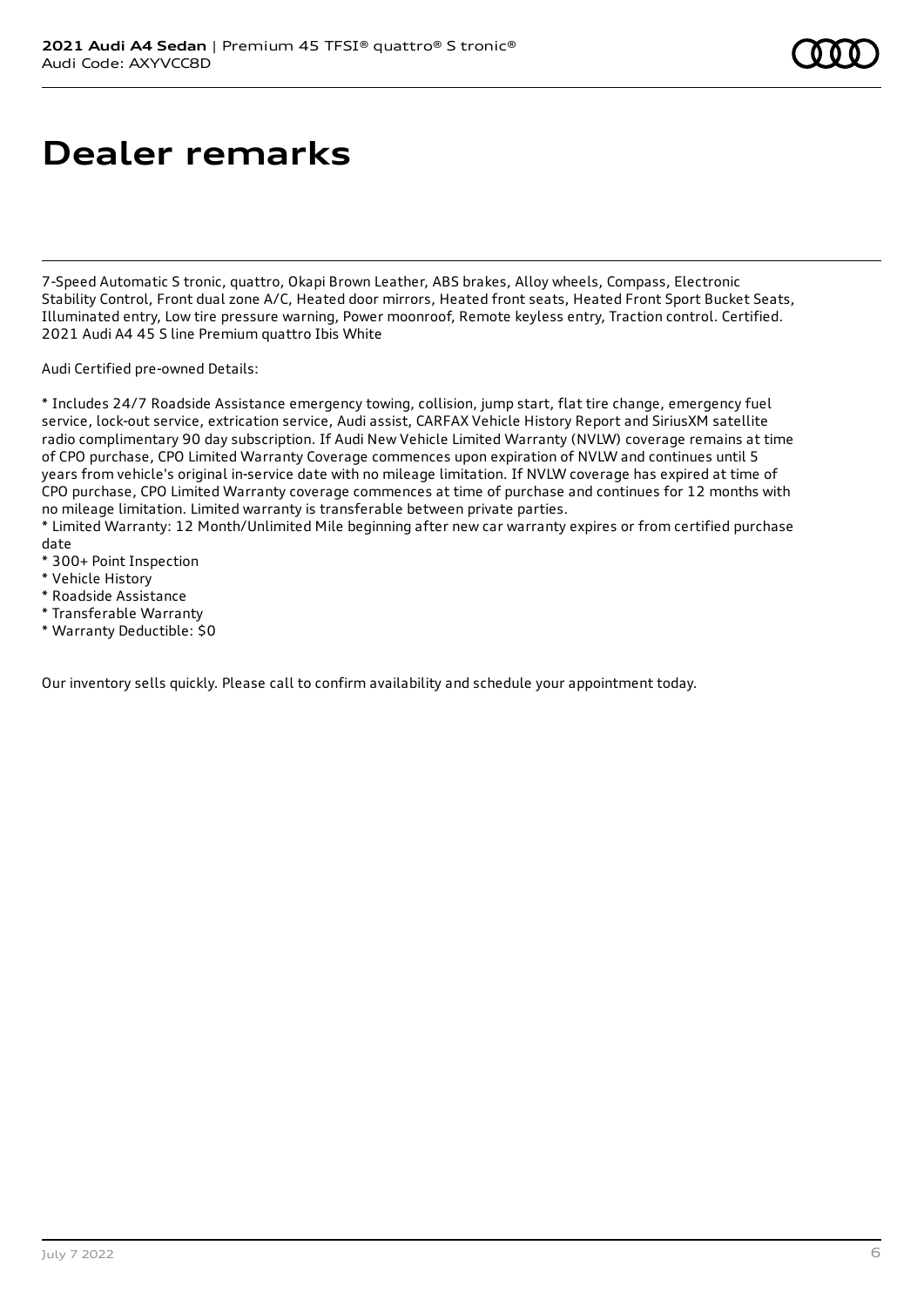# Dealer remarks

7-Speed Automatic S tronic, quattro, Okapi Brown Leather, ABS brakes, Alloy wheels, Compass, Electronic Stability Control, Front dual zone A/C, Heated door mirrors, Heated front seats, Heated Front Sport Bucket Seats, Illuminated entry, Low tire pressure warning, Power moonroof, Remote keyless entry, Traction control. Certified. 2021 Audi A4 45 S line Premium quattro Ibis White

Audi Certified pre-owned Details:

* Includes 24/7 Roadside Assistance emergency towing, collision, jump start, flat tire change, emergency fuel service, lock-out service, extrication service, Audi assist, CARFAX Vehicle History Report and SiriusXM satellite radio complimentary 90 day subscription. If Audi New Vehicle Limited Warranty (NVLW) coverage remains at time of CPO purchase, CPO Limited Warranty Coverage commences upon expiration of NVLW and continues until 5 years from vehicle's original in-service date with no mileage limitation. If NVLW coverage has expired at time of CPO purchase, CPO Limited Warranty coverage commences at time of purchase and continues for 12 months with no mileage limitation. Limited warranty is transferable between private parties.
* Limited Warranty: 12 Month/Unlimited Mile beginning after new car warranty expires or from certified purchase date
* 300+ Point Inspection
* Vehicle History
* Roadside Assistance
* Transferable Warranty
* Warranty Deductible: $0

Our inventory sells quickly. Please call to confirm availability and schedule your appointment today.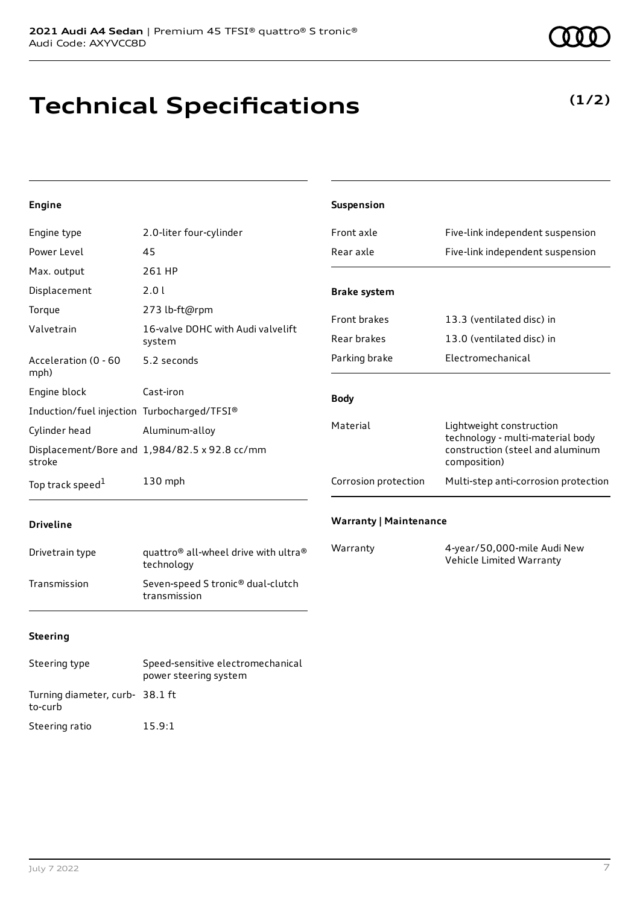# Technical Specifications

**(1/2)**

### Engine

| | |
|---|---|
| Engine type | 2.0-liter four-cylinder |
| Power Level | 45 |
| Max. output | 261 HP |
| Displacement | 2.0 l |
| Torque | 273 lb-ft@rpm |
| Valvetrain | 16-valve DOHC with Audi valvelift system |
| Acceleration (0 - 60 mph) | 5.2 seconds |
| Engine block | Cast-iron |
| Induction/fuel injection | Turbocharged/TFSI® |
| Cylinder head | Aluminum-alloy |
| Displacement/Bore and stroke | 1,984/82.5 x 92.8 cc/mm |
| Top track speed[1] | 130 mph |

### Driveline

| | |
|---|---|
| Drivetrain type | quattro® all-wheel drive with ultra® technology |
| Transmission | Seven-speed S tronic® dual-clutch transmission |

### Steering

| | |
|---|---|
| Steering type | Speed-sensitive electromechanical power steering system |
| Turning diameter, curb-to-curb | 38.1 ft |
| Steering ratio | 15.9:1 |

### Suspension

| | |
|---|---|
| Front axle | Five-link independent suspension |
| Rear axle | Five-link independent suspension |

### Brake system

| | |
|---|---|
| Front brakes | 13.3 (ventilated disc) in |
| Rear brakes | 13.0 (ventilated disc) in |
| Parking brake | Electromechanical |

### Body

| | |
|---|---|
| Material | Lightweight construction technology - multi-material body construction (steel and aluminum composition) |
| Corrosion protection | Multi-step anti-corrosion protection |

### Warranty | Maintenance

| | |
|---|---|
| Warranty | 4-year/50,000-mile Audi New Vehicle Limited Warranty |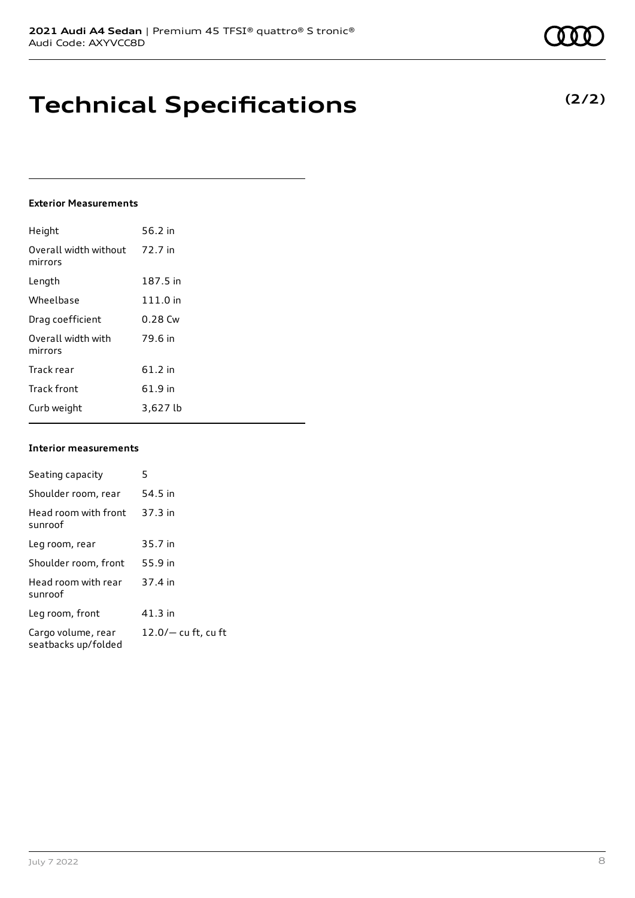# Technical Specifications

**(2/2)**

### Exterior Measurements

| | |
|---|---|
| Height | 56.2 in |
| Overall width without mirrors | 72.7 in |
| Length | 187.5 in |
| Wheelbase | 111.0 in |
| Drag coefficient | 0.28 Cw |
| Overall width with mirrors | 79.6 in |
| Track rear | 61.2 in |
| Track front | 61.9 in |
| Curb weight | 3,627 lb |

### Interior measurements

| | |
|---|---|
| Seating capacity | 5 |
| Shoulder room, rear | 54.5 in |
| Head room with front sunroof | 37.3 in |
| Leg room, rear | 35.7 in |
| Shoulder room, front | 55.9 in |
| Head room with rear sunroof | 37.4 in |
| Leg room, front | 41.3 in |
| Cargo volume, rear seatbacks up/folded | 12.0/— cu ft, cu ft |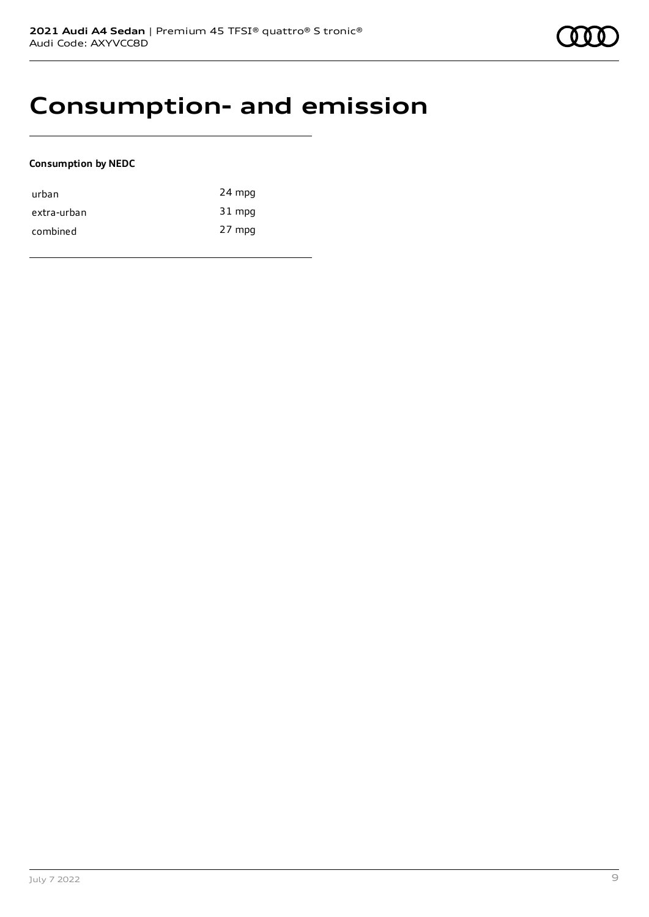# Consumption- and emission

**Consumption by NEDC**

| | |
|---|---|
| urban | 24 mpg |
| extra-urban | 31 mpg |
| combined | 27 mpg |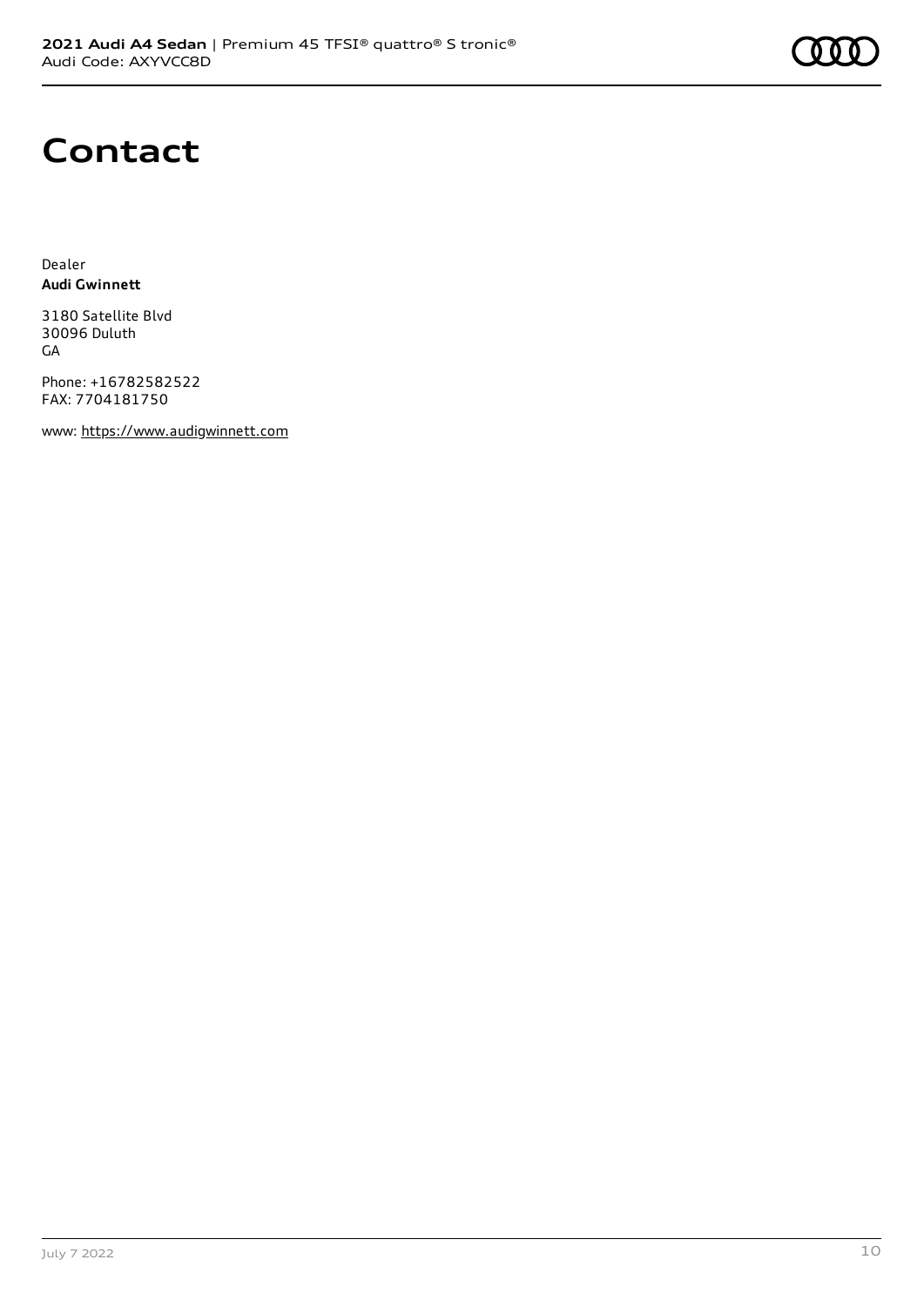# Contact

Dealer
**Audi Gwinnett**

3180 Satellite Blvd
30096 Duluth
GA

Phone: +16782582522
FAX: 7704181750

www: https://www.audigwinnett.com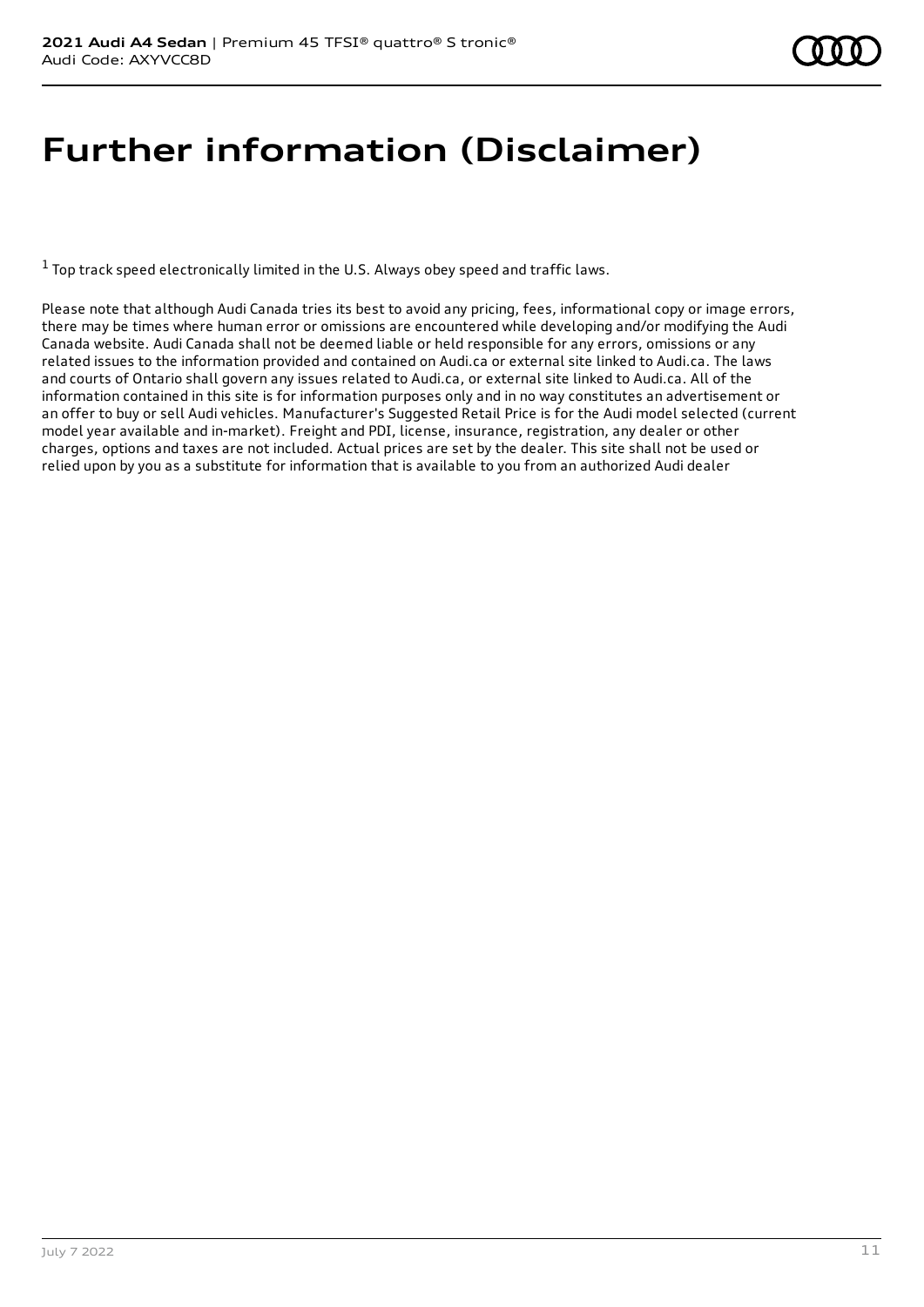# Further information (Disclaimer)

[1] Top track speed electronically limited in the U.S. Always obey speed and traffic laws.

Please note that although Audi Canada tries its best to avoid any pricing, fees, informational copy or image errors, there may be times where human error or omissions are encountered while developing and/or modifying the Audi Canada website. Audi Canada shall not be deemed liable or held responsible for any errors, omissions or any related issues to the information provided and contained on Audi.ca or external site linked to Audi.ca. The laws and courts of Ontario shall govern any issues related to Audi.ca, or external site linked to Audi.ca. All of the information contained in this site is for information purposes only and in no way constitutes an advertisement or an offer to buy or sell Audi vehicles. Manufacturer's Suggested Retail Price is for the Audi model selected (current model year available and in-market). Freight and PDI, license, insurance, registration, any dealer or other charges, options and taxes are not included. Actual prices are set by the dealer. This site shall not be used or relied upon by you as a substitute for information that is available to you from an authorized Audi dealer